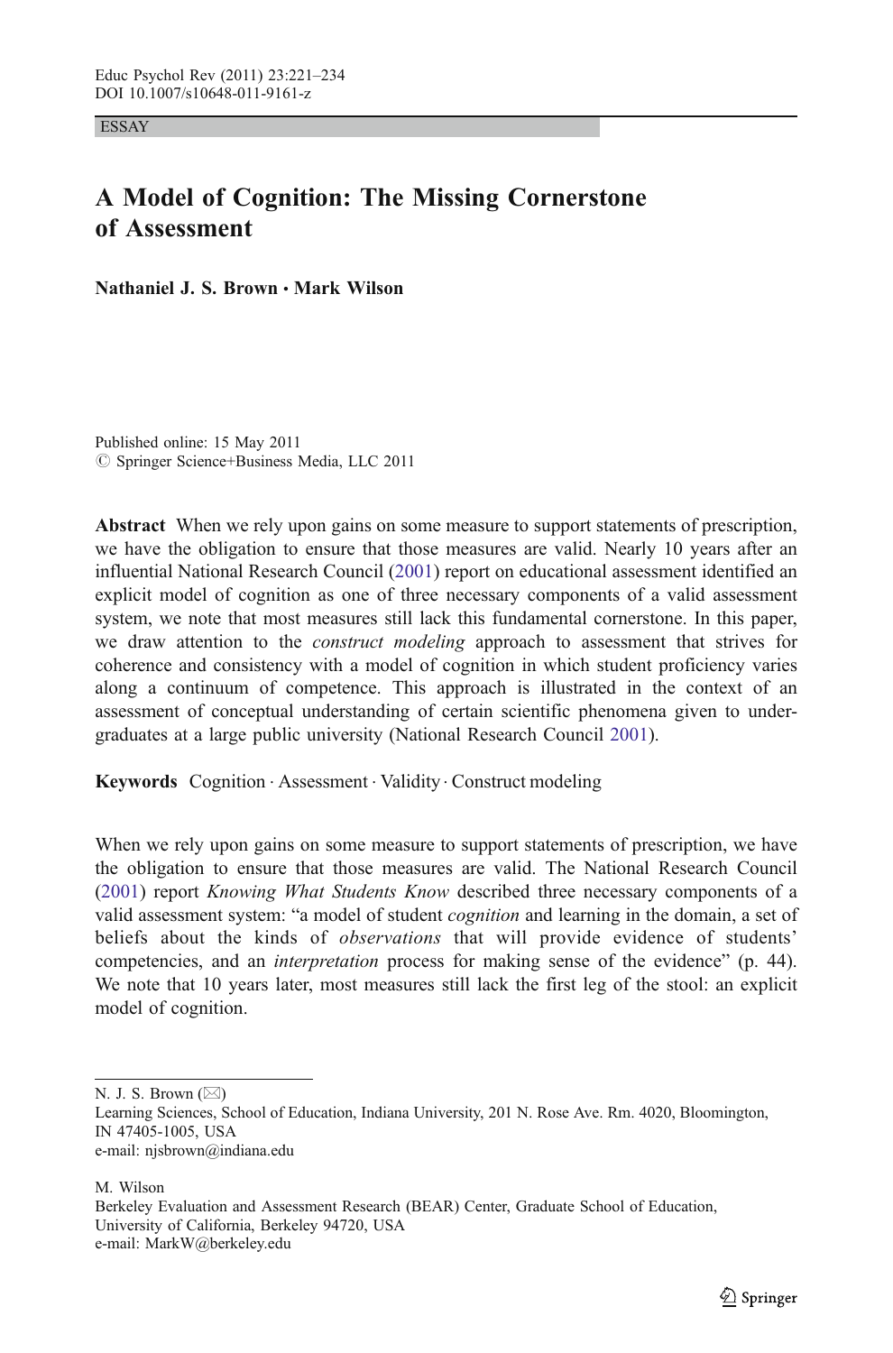ESSAY

# A Model of Cognition: The Missing Cornerstone of Assessment

**Nathaniel J. S. Brown · Mark Wilson**

Published online: 15 May 2011
© Springer Science+Business Media, LLC 2011

**Abstract** When we rely upon gains on some measure to support statements of prescription, we have the obligation to ensure that those measures are valid. Nearly 10 years after an influential National Research Council (2001) report on educational assessment identified an explicit model of cognition as one of three necessary components of a valid assessment system, we note that most measures still lack this fundamental cornerstone. In this paper, we draw attention to the *construct modeling* approach to assessment that strives for coherence and consistency with a model of cognition in which student proficiency varies along a continuum of competence. This approach is illustrated in the context of an assessment of conceptual understanding of certain scientific phenomena given to undergraduates at a large public university (National Research Council 2001).

**Keywords** Cognition · Assessment · Validity · Construct modeling

When we rely upon gains on some measure to support statements of prescription, we have the obligation to ensure that those measures are valid. The National Research Council (2001) report *Knowing What Students Know* described three necessary components of a valid assessment system: "a model of student *cognition* and learning in the domain, a set of beliefs about the kinds of *observations* that will provide evidence of students' competencies, and an *interpretation* process for making sense of the evidence" (p. 44). We note that 10 years later, most measures still lack the first leg of the stool: an explicit model of cognition.

---

N. J. S. Brown (✉)
Learning Sciences, School of Education, Indiana University, 201 N. Rose Ave. Rm. 4020, Bloomington, IN 47405-1005, USA
e-mail: njsbrown@indiana.edu

M. Wilson
Berkeley Evaluation and Assessment Research (BEAR) Center, Graduate School of Education, University of California, Berkeley 94720, USA
e-mail: MarkW@berkeley.edu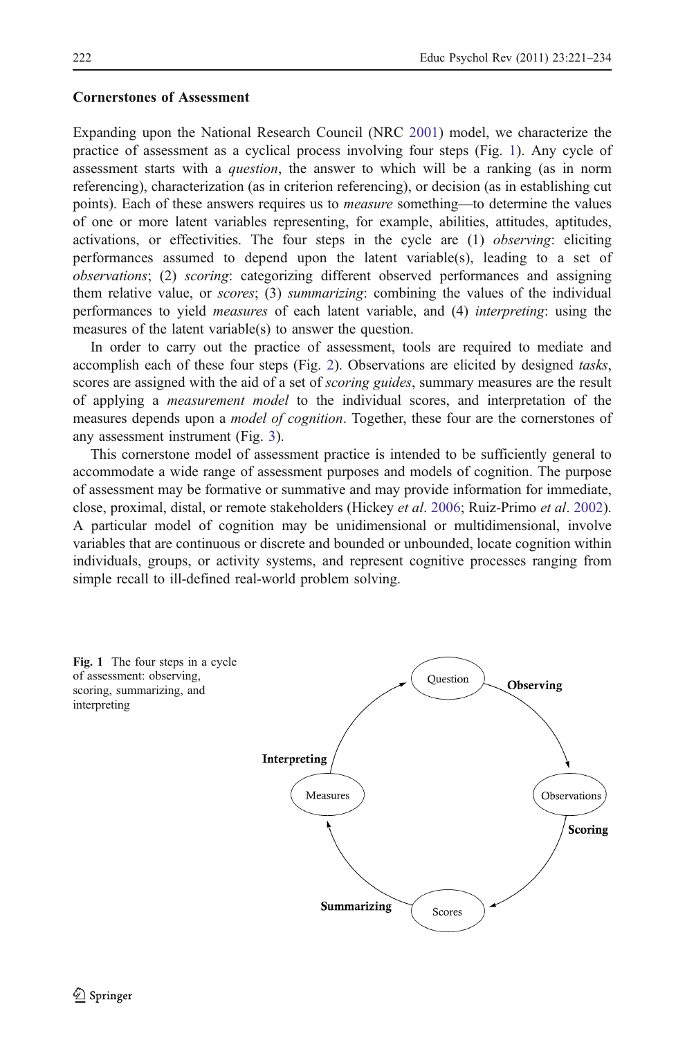### Cornerstones of Assessment

Expanding upon the National Research Council (NRC 2001) model, we characterize the practice of assessment as a cyclical process involving four steps (Fig. 1). Any cycle of assessment starts with a *question*, the answer to which will be a ranking (as in norm referencing), characterization (as in criterion referencing), or decision (as in establishing cut points). Each of these answers requires us to *measure* something—to determine the values of one or more latent variables representing, for example, abilities, attitudes, aptitudes, activations, or effectivities. The four steps in the cycle are (1) *observing*: eliciting performances assumed to depend upon the latent variable(s), leading to a set of *observations*; (2) *scoring*: categorizing different observed performances and assigning them relative value, or *scores*; (3) *summarizing*: combining the values of the individual performances to yield *measures* of each latent variable, and (4) *interpreting*: using the measures of the latent variable(s) to answer the question.

In order to carry out the practice of assessment, tools are required to mediate and accomplish each of these four steps (Fig. 2). Observations are elicited by designed *tasks*, scores are assigned with the aid of a set of *scoring guides*, summary measures are the result of applying a *measurement model* to the individual scores, and interpretation of the measures depends upon a *model of cognition*. Together, these four are the cornerstones of any assessment instrument (Fig. 3).

This cornerstone model of assessment practice is intended to be sufficiently general to accommodate a wide range of assessment purposes and models of cognition. The purpose of assessment may be formative or summative and may provide information for immediate, close, proximal, distal, or remote stakeholders (Hickey *et al*. 2006; Ruiz-Primo *et al*. 2002). A particular model of cognition may be unidimensional or multidimensional, involve variables that are continuous or discrete and bounded or unbounded, locate cognition within individuals, groups, or activity systems, and represent cognitive processes ranging from simple recall to ill-defined real-world problem solving.

**Fig. 1** The four steps in a cycle of assessment: observing, scoring, summarizing, and interpreting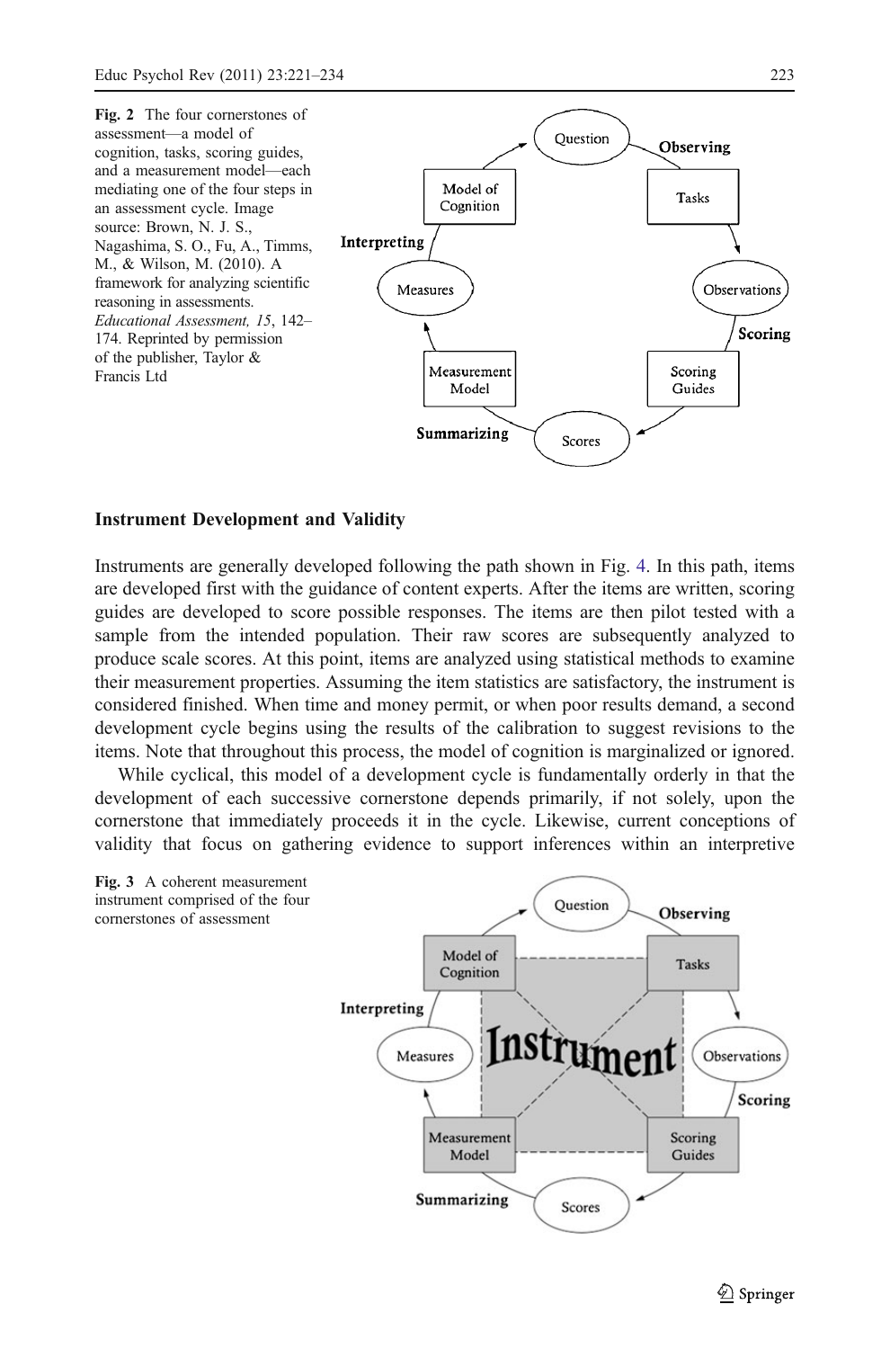**Fig. 2** The four cornerstones of assessment—a model of cognition, tasks, scoring guides, and a measurement model—each mediating one of the four steps in an assessment cycle. Image source: Brown, N. J. S., Nagashima, S. O., Fu, A., Timms, M., & Wilson, M. (2010). A framework for analyzing scientific reasoning in assessments. *Educational Assessment, 15*, 142–174. Reprinted by permission of the publisher, Taylor & Francis Ltd

### Instrument Development and Validity

Instruments are generally developed following the path shown in Fig. 4. In this path, items are developed first with the guidance of content experts. After the items are written, scoring guides are developed to score possible responses. The items are then pilot tested with a sample from the intended population. Their raw scores are subsequently analyzed to produce scale scores. At this point, items are analyzed using statistical methods to examine their measurement properties. Assuming the item statistics are satisfactory, the instrument is considered finished. When time and money permit, or when poor results demand, a second development cycle begins using the results of the calibration to suggest revisions to the items. Note that throughout this process, the model of cognition is marginalized or ignored.

While cyclical, this model of a development cycle is fundamentally orderly in that the development of each successive cornerstone depends primarily, if not solely, upon the cornerstone that immediately proceeds it in the cycle. Likewise, current conceptions of validity that focus on gathering evidence to support inferences within an interpretive

**Fig. 3** A coherent measurement instrument comprised of the four cornerstones of assessment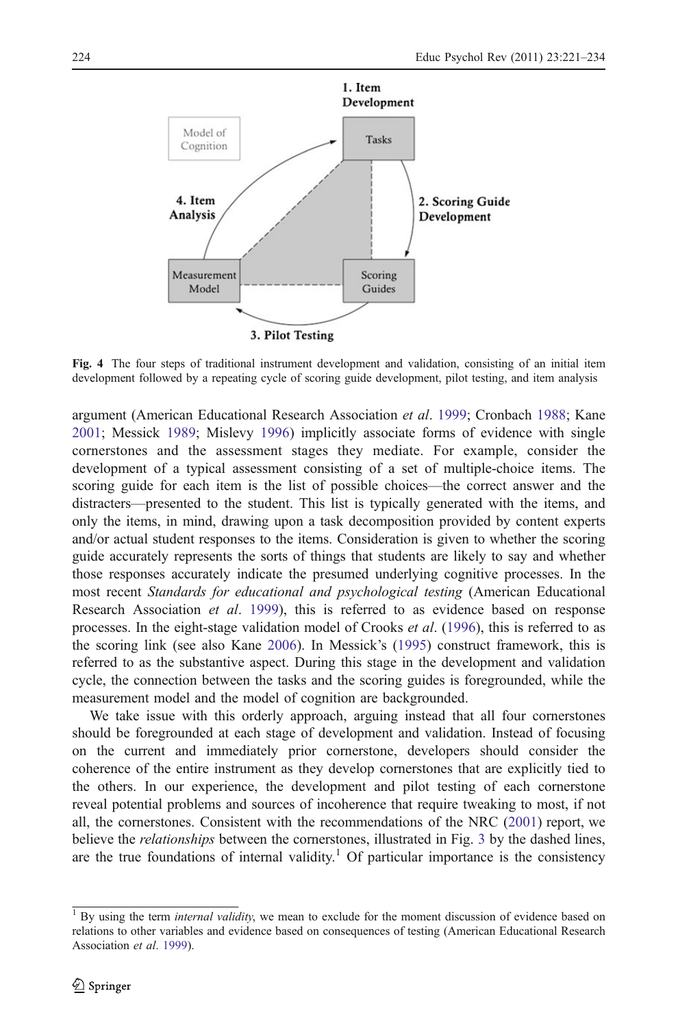1. Item Development

Model of Cognition

Tasks

4. Item Analysis

2. Scoring Guide Development

Measurement Model

Scoring Guides

3. Pilot Testing

**Fig. 4** The four steps of traditional instrument development and validation, consisting of an initial item development followed by a repeating cycle of scoring guide development, pilot testing, and item analysis

argument (American Educational Research Association *et al*. 1999; Cronbach 1988; Kane 2001; Messick 1989; Mislevy 1996) implicitly associate forms of evidence with single cornerstones and the assessment stages they mediate. For example, consider the development of a typical assessment consisting of a set of multiple-choice items. The scoring guide for each item is the list of possible choices—the correct answer and the distracters—presented to the student. This list is typically generated with the items, and only the items, in mind, drawing upon a task decomposition provided by content experts and/or actual student responses to the items. Consideration is given to whether the scoring guide accurately represents the sorts of things that students are likely to say and whether those responses accurately indicate the presumed underlying cognitive processes. In the most recent *Standards for educational and psychological testing* (American Educational Research Association *et al*. 1999), this is referred to as evidence based on response processes. In the eight-stage validation model of Crooks *et al*. (1996), this is referred to as the scoring link (see also Kane 2006). In Messick's (1995) construct framework, this is referred to as the substantive aspect. During this stage in the development and validation cycle, the connection between the tasks and the scoring guides is foregrounded, while the measurement model and the model of cognition are backgrounded.

We take issue with this orderly approach, arguing instead that all four cornerstones should be foregrounded at each stage of development and validation. Instead of focusing on the current and immediately prior cornerstone, developers should consider the coherence of the entire instrument as they develop cornerstones that are explicitly tied to the others. In our experience, the development and pilot testing of each cornerstone reveal potential problems and sources of incoherence that require tweaking to most, if not all, the cornerstones. Consistent with the recommendations of the NRC (2001) report, we believe the *relationships* between the cornerstones, illustrated in Fig. 3 by the dashed lines, are the true foundations of internal validity.[1] Of particular importance is the consistency

[1] By using the term *internal validity*, we mean to exclude for the moment discussion of evidence based on relations to other variables and evidence based on consequences of testing (American Educational Research Association *et al*. 1999).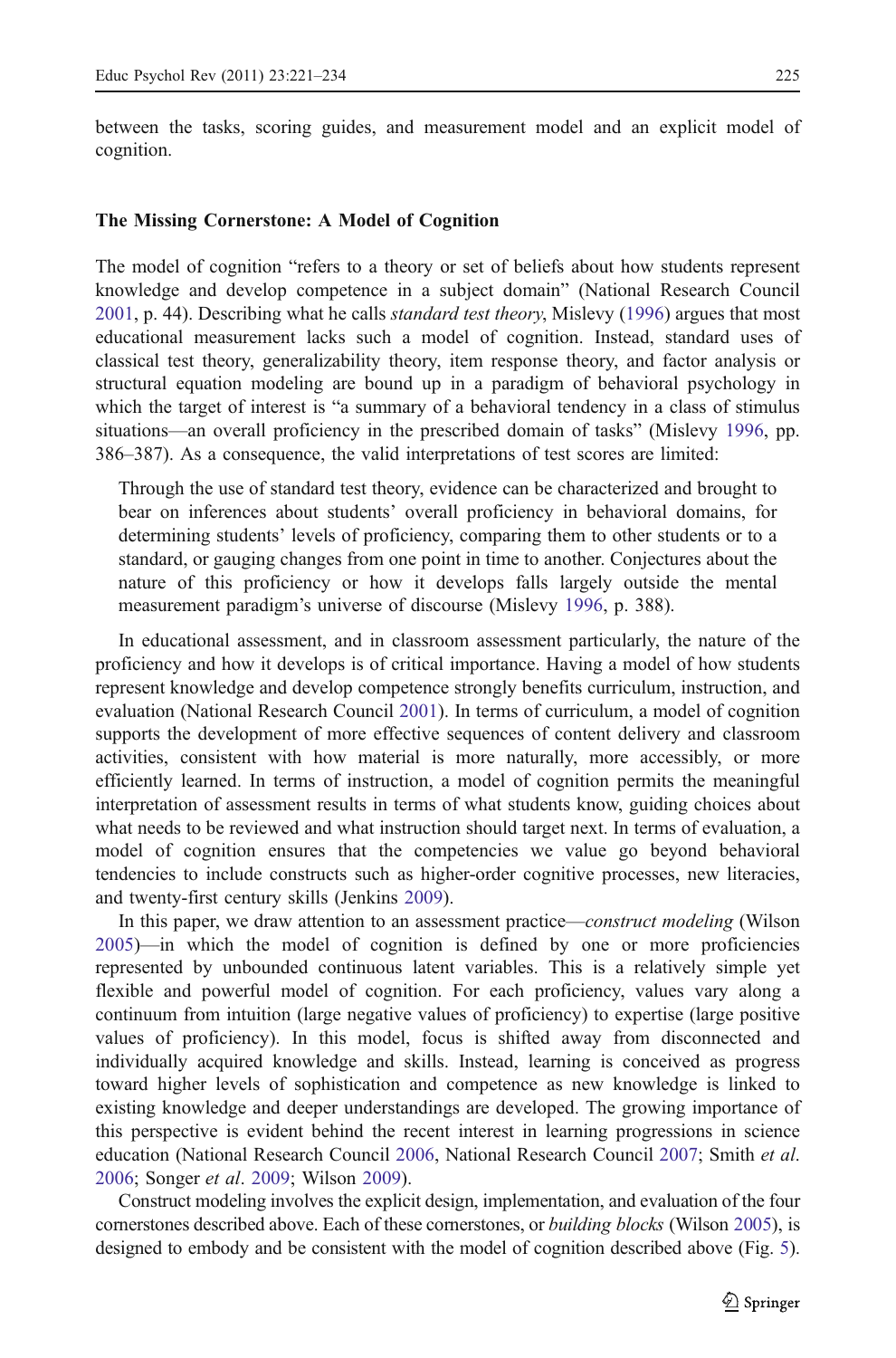between the tasks, scoring guides, and measurement model and an explicit model of cognition.

## The Missing Cornerstone: A Model of Cognition

The model of cognition "refers to a theory or set of beliefs about how students represent knowledge and develop competence in a subject domain" (National Research Council 2001, p. 44). Describing what he calls *standard test theory*, Mislevy (1996) argues that most educational measurement lacks such a model of cognition. Instead, standard uses of classical test theory, generalizability theory, item response theory, and factor analysis or structural equation modeling are bound up in a paradigm of behavioral psychology in which the target of interest is "a summary of a behavioral tendency in a class of stimulus situations—an overall proficiency in the prescribed domain of tasks" (Mislevy 1996, pp. 386–387). As a consequence, the valid interpretations of test scores are limited:

> Through the use of standard test theory, evidence can be characterized and brought to bear on inferences about students' overall proficiency in behavioral domains, for determining students' levels of proficiency, comparing them to other students or to a standard, or gauging changes from one point in time to another. Conjectures about the nature of this proficiency or how it develops falls largely outside the mental measurement paradigm's universe of discourse (Mislevy 1996, p. 388).

In educational assessment, and in classroom assessment particularly, the nature of the proficiency and how it develops is of critical importance. Having a model of how students represent knowledge and develop competence strongly benefits curriculum, instruction, and evaluation (National Research Council 2001). In terms of curriculum, a model of cognition supports the development of more effective sequences of content delivery and classroom activities, consistent with how material is more naturally, more accessibly, or more efficiently learned. In terms of instruction, a model of cognition permits the meaningful interpretation of assessment results in terms of what students know, guiding choices about what needs to be reviewed and what instruction should target next. In terms of evaluation, a model of cognition ensures that the competencies we value go beyond behavioral tendencies to include constructs such as higher-order cognitive processes, new literacies, and twenty-first century skills (Jenkins 2009).

In this paper, we draw attention to an assessment practice—*construct modeling* (Wilson 2005)—in which the model of cognition is defined by one or more proficiencies represented by unbounded continuous latent variables. This is a relatively simple yet flexible and powerful model of cognition. For each proficiency, values vary along a continuum from intuition (large negative values of proficiency) to expertise (large positive values of proficiency). In this model, focus is shifted away from disconnected and individually acquired knowledge and skills. Instead, learning is conceived as progress toward higher levels of sophistication and competence as new knowledge is linked to existing knowledge and deeper understandings are developed. The growing importance of this perspective is evident behind the recent interest in learning progressions in science education (National Research Council 2006, National Research Council 2007; Smith *et al*. 2006; Songer *et al*. 2009; Wilson 2009).

Construct modeling involves the explicit design, implementation, and evaluation of the four cornerstones described above. Each of these cornerstones, or *building blocks* (Wilson 2005), is designed to embody and be consistent with the model of cognition described above (Fig. 5).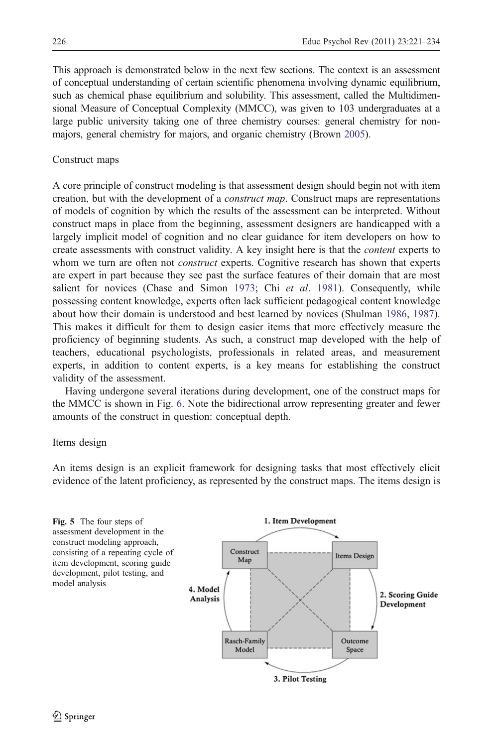This approach is demonstrated below in the next few sections. The context is an assessment of conceptual understanding of certain scientific phenomena involving dynamic equilibrium, such as chemical phase equilibrium and solubility. This assessment, called the Multidimensional Measure of Conceptual Complexity (MMCC), was given to 103 undergraduates at a large public university taking one of three chemistry courses: general chemistry for non-majors, general chemistry for majors, and organic chemistry (Brown 2005).

## Construct maps

A core principle of construct modeling is that assessment design should begin not with item creation, but with the development of a *construct map*. Construct maps are representations of models of cognition by which the results of the assessment can be interpreted. Without construct maps in place from the beginning, assessment designers are handicapped with a largely implicit model of cognition and no clear guidance for item developers on how to create assessments with construct validity. A key insight here is that the *content* experts to whom we turn are often not *construct* experts. Cognitive research has shown that experts are expert in part because they see past the surface features of their domain that are most salient for novices (Chase and Simon 1973; Chi *et al*. 1981). Consequently, while possessing content knowledge, experts often lack sufficient pedagogical content knowledge about how their domain is understood and best learned by novices (Shulman 1986, 1987). This makes it difficult for them to design easier items that more effectively measure the proficiency of beginning students. As such, a construct map developed with the help of teachers, educational psychologists, professionals in related areas, and measurement experts, in addition to content experts, is a key means for establishing the construct validity of the assessment.

Having undergone several iterations during development, one of the construct maps for the MMCC is shown in Fig. 6. Note the bidirectional arrow representing greater and fewer amounts of the construct in question: conceptual depth.

## Items design

An items design is an explicit framework for designing tasks that most effectively elicit evidence of the latent proficiency, as represented by the construct maps. The items design is

Construct Map — 1. Item Development → Items Design — 2. Scoring Guide Development → Outcome Space — 3. Pilot Testing → Rasch-Family Model — 4. Model Analysis → Construct Map

**Fig. 5** The four steps of assessment development in the construct modeling approach, consisting of a repeating cycle of item development, scoring guide development, pilot testing, and model analysis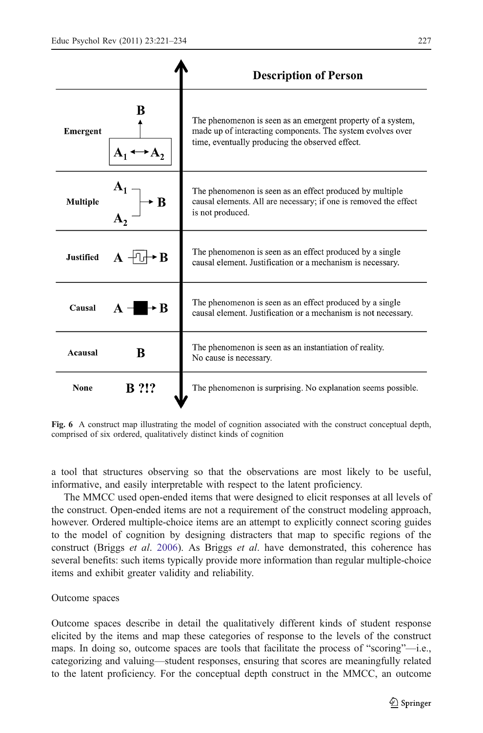| | | Description of Person |
|---|---|---|
| Emergent | B ↑ [$A_1 \leftrightarrow A_2$] | The phenomenon is seen as an emergent property of a system, made up of interacting components. The system evolves over time, eventually producing the observed effect. |
| Multiple | $A_1$, $A_2$ → B | The phenomenon is seen as an effect produced by multiple causal elements. All are necessary; if one is removed the effect is not produced. |
| Justified | A → B | The phenomenon is seen as an effect produced by a single causal element. Justification or a mechanism is necessary. |
| Causal | A → B | The phenomenon is seen as an effect produced by a single causal element. Justification or a mechanism is not necessary. |
| Acausal | B | The phenomenon is seen as an instantiation of reality. No cause is necessary. |
| None | B ?!? | The phenomenon is surprising. No explanation seems possible. |

**Fig. 6** A construct map illustrating the model of cognition associated with the construct conceptual depth, comprised of six ordered, qualitatively distinct kinds of cognition

a tool that structures observing so that the observations are most likely to be useful, informative, and easily interpretable with respect to the latent proficiency.

The MMCC used open-ended items that were designed to elicit responses at all levels of the construct. Open-ended items are not a requirement of the construct modeling approach, however. Ordered multiple-choice items are an attempt to explicitly connect scoring guides to the model of cognition by designing distracters that map to specific regions of the construct (Briggs *et al*. 2006). As Briggs *et al*. have demonstrated, this coherence has several benefits: such items typically provide more information than regular multiple-choice items and exhibit greater validity and reliability.

## Outcome spaces

Outcome spaces describe in detail the qualitatively different kinds of student response elicited by the items and map these categories of response to the levels of the construct maps. In doing so, outcome spaces are tools that facilitate the process of "scoring"—i.e., categorizing and valuing—student responses, ensuring that scores are meaningfully related to the latent proficiency. For the conceptual depth construct in the MMCC, an outcome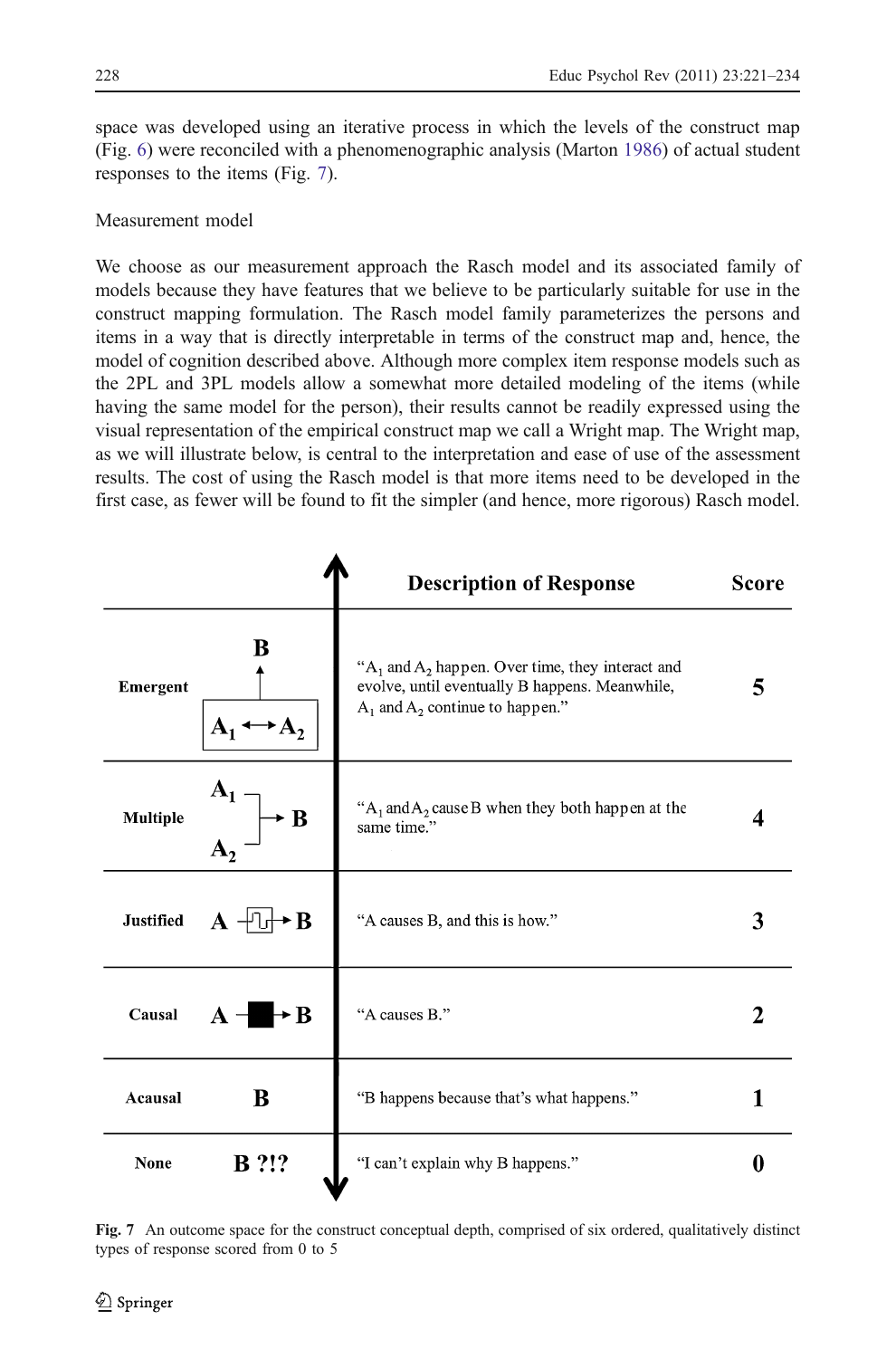space was developed using an iterative process in which the levels of the construct map (Fig. 6) were reconciled with a phenomenographic analysis (Marton 1986) of actual student responses to the items (Fig. 7).

## Measurement model

We choose as our measurement approach the Rasch model and its associated family of models because they have features that we believe to be particularly suitable for use in the construct mapping formulation. The Rasch model family parameterizes the persons and items in a way that is directly interpretable in terms of the construct map and, hence, the model of cognition described above. Although more complex item response models such as the 2PL and 3PL models allow a somewhat more detailed modeling of the items (while having the same model for the person), their results cannot be readily expressed using the visual representation of the empirical construct map we call a Wright map. The Wright map, as we will illustrate below, is central to the interpretation and ease of use of the assessment results. The cost of using the Rasch model is that more items need to be developed in the first case, as fewer will be found to fit the simpler (and hence, more rigorous) Rasch model.

| | | Description of Response | Score |
|---|---|---|---|
| **Emergent** | B ↑ [$A_1 \leftrightarrow A_2$] | "$A_1$ and $A_2$ happen. Over time, they interact and evolve, until eventually B happens. Meanwhile, $A_1$ and $A_2$ continue to happen." | **5** |
| **Multiple** | $A_1$, $A_2$ → B | "$A_1$ and $A_2$ cause B when they both happen at the same time." | **4** |
| **Justified** | A → B | "A causes B, and this is how." | **3** |
| **Causal** | A → B | "A causes B." | **2** |
| **Acausal** | B | "B happens because that's what happens." | **1** |
| **None** | B ?!? | "I can't explain why B happens." | **0** |

**Fig. 7** An outcome space for the construct conceptual depth, comprised of six ordered, qualitatively distinct types of response scored from 0 to 5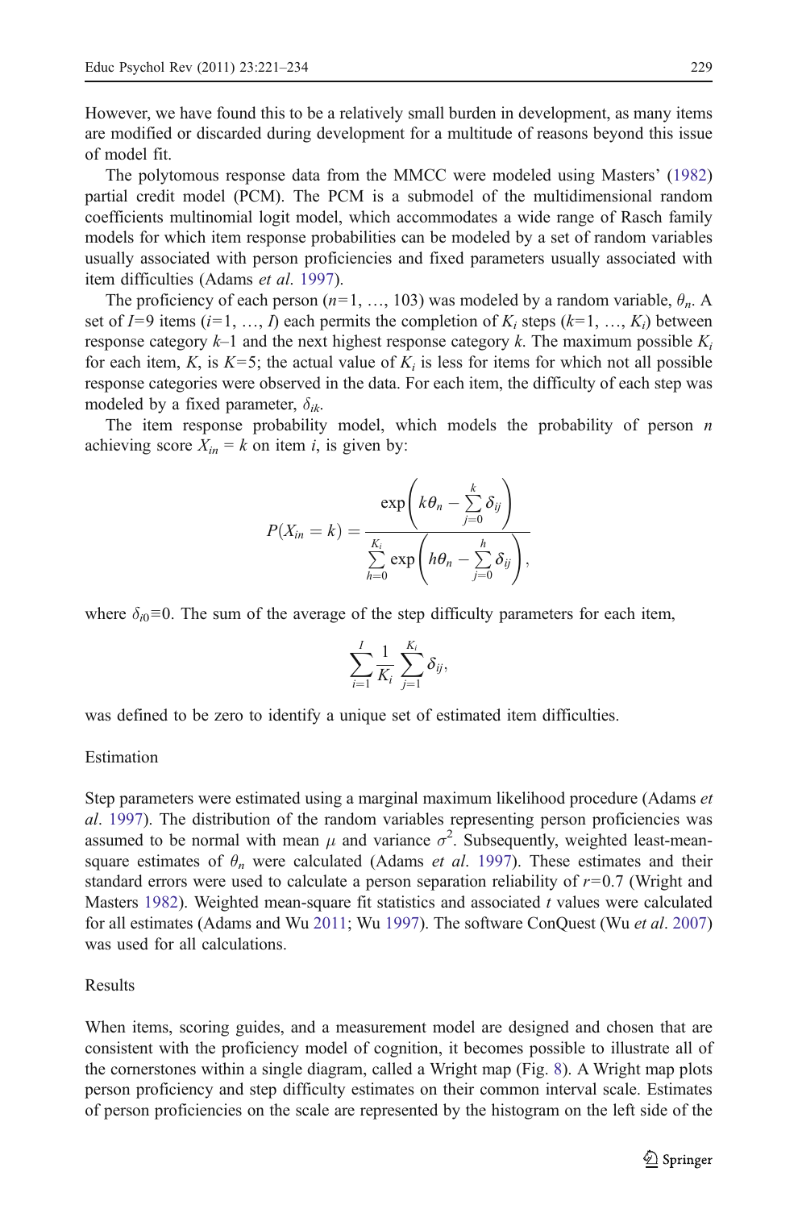However, we have found this to be a relatively small burden in development, as many items are modified or discarded during development for a multitude of reasons beyond this issue of model fit.

The polytomous response data from the MMCC were modeled using Masters' (1982) partial credit model (PCM). The PCM is a submodel of the multidimensional random coefficients multinomial logit model, which accommodates a wide range of Rasch family models for which item response probabilities can be modeled by a set of random variables usually associated with person proficiencies and fixed parameters usually associated with item difficulties (Adams *et al*. 1997).

The proficiency of each person ($n$=1, …, 103) was modeled by a random variable, $\theta_n$. A set of $I$=9 items ($i$=1, …, $I$) each permits the completion of $K_i$ steps ($k$=1, …, $K_i$) between response category $k$–1 and the next highest response category $k$. The maximum possible $K_i$ for each item, $K$, is $K$=5; the actual value of $K_i$ is less for items for which not all possible response categories were observed in the data. For each item, the difficulty of each step was modeled by a fixed parameter, $\delta_{ik}$.

The item response probability model, which models the probability of person $n$ achieving score $X_{in} = k$ on item $i$, is given by:

$$P(X_{in} = k) = \frac{\exp\left(k\theta_n - \sum_{j=0}^{k} \delta_{ij}\right)}{\sum_{h=0}^{K_i} \exp\left(h\theta_n - \sum_{j=0}^{h} \delta_{ij}\right)},$$

where $\delta_{i0} \equiv 0$. The sum of the average of the step difficulty parameters for each item,

$$\sum_{i=1}^{I} \frac{1}{K_i} \sum_{j=1}^{K_i} \delta_{ij},$$

was defined to be zero to identify a unique set of estimated item difficulties.

## Estimation

Step parameters were estimated using a marginal maximum likelihood procedure (Adams *et al*. 1997). The distribution of the random variables representing person proficiencies was assumed to be normal with mean $\mu$ and variance $\sigma^2$. Subsequently, weighted least-mean-square estimates of $\theta_n$ were calculated (Adams *et al*. 1997). These estimates and their standard errors were used to calculate a person separation reliability of $r$=0.7 (Wright and Masters 1982). Weighted mean-square fit statistics and associated $t$ values were calculated for all estimates (Adams and Wu 2011; Wu 1997). The software ConQuest (Wu *et al*. 2007) was used for all calculations.

## Results

When items, scoring guides, and a measurement model are designed and chosen that are consistent with the proficiency model of cognition, it becomes possible to illustrate all of the cornerstones within a single diagram, called a Wright map (Fig. 8). A Wright map plots person proficiency and step difficulty estimates on their common interval scale. Estimates of person proficiencies on the scale are represented by the histogram on the left side of the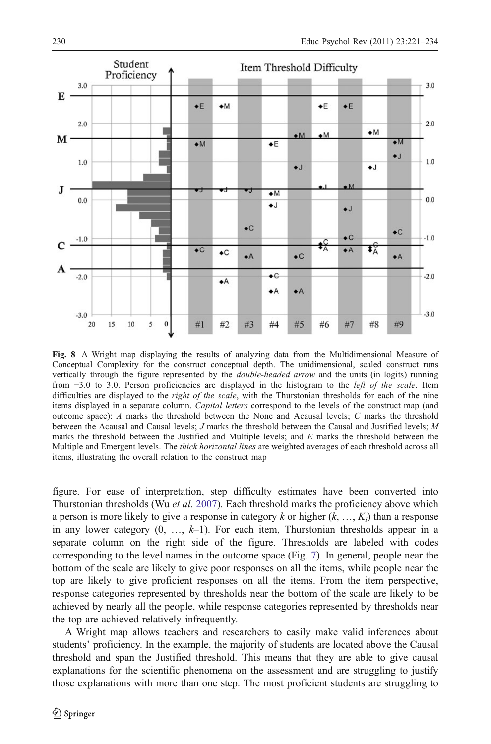**Fig. 8** A Wright map displaying the results of analyzing data from the Multidimensional Measure of Conceptual Complexity for the construct conceptual depth. The unidimensional, scaled construct runs vertically through the figure represented by the *double-headed arrow* and the units (in logits) running from −3.0 to 3.0. Person proficiencies are displayed in the histogram to the *left of the scale*. Item difficulties are displayed to the *right of the scale*, with the Thurstonian thresholds for each of the nine items displayed in a separate column. *Capital letters* correspond to the levels of the construct map (and outcome space): *A* marks the threshold between the None and Acausal levels; *C* marks the threshold between the Acausal and Causal levels; *J* marks the threshold between the Causal and Justified levels; *M* marks the threshold between the Justified and Multiple levels; and *E* marks the threshold between the Multiple and Emergent levels. The *thick horizontal lines* are weighted averages of each threshold across all items, illustrating the overall relation to the construct map

figure. For ease of interpretation, step difficulty estimates have been converted into Thurstonian thresholds (Wu *et al*. 2007). Each threshold marks the proficiency above which a person is more likely to give a response in category $k$ or higher ($k, \ldots, K_i$) than a response in any lower category ($0, \ldots, k$–1). For each item, Thurstonian thresholds appear in a separate column on the right side of the figure. Thresholds are labeled with codes corresponding to the level names in the outcome space (Fig. 7). In general, people near the bottom of the scale are likely to give poor responses on all the items, while people near the top are likely to give proficient responses on all the items. From the item perspective, response categories represented by thresholds near the bottom of the scale are likely to be achieved by nearly all the people, while response categories represented by thresholds near the top are achieved relatively infrequently.

A Wright map allows teachers and researchers to easily make valid inferences about students' proficiency. In the example, the majority of students are located above the Causal threshold and span the Justified threshold. This means that they are able to give causal explanations for the scientific phenomena on the assessment and are struggling to justify those explanations with more than one step. The most proficient students are struggling to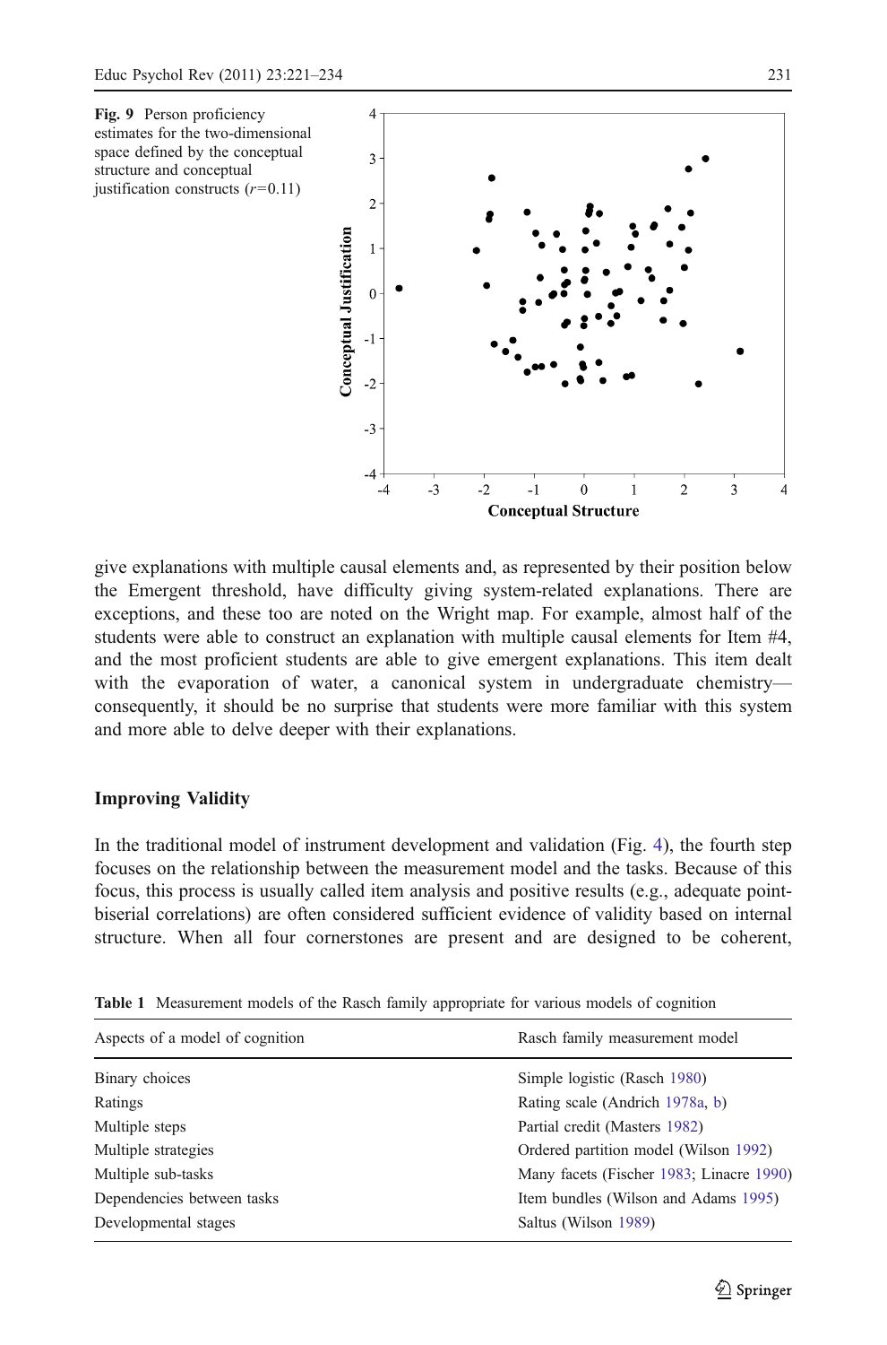Fig. 9 Person proficiency estimates for the two-dimensional space defined by the conceptual structure and conceptual justification constructs ($r$=0.11)

give explanations with multiple causal elements and, as represented by their position below the Emergent threshold, have difficulty giving system-related explanations. There are exceptions, and these too are noted on the Wright map. For example, almost half of the students were able to construct an explanation with multiple causal elements for Item #4, and the most proficient students are able to give emergent explanations. This item dealt with the evaporation of water, a canonical system in undergraduate chemistry—consequently, it should be no surprise that students were more familiar with this system and more able to delve deeper with their explanations.

## Improving Validity

In the traditional model of instrument development and validation (Fig. 4), the fourth step focuses on the relationship between the measurement model and the tasks. Because of this focus, this process is usually called item analysis and positive results (e.g., adequate point-biserial correlations) are often considered sufficient evidence of validity based on internal structure. When all four cornerstones are present and are designed to be coherent,

Table 1 Measurement models of the Rasch family appropriate for various models of cognition

| Aspects of a model of cognition | Rasch family measurement model |
|---|---|
| Binary choices | Simple logistic (Rasch 1980) |
| Ratings | Rating scale (Andrich 1978a, b) |
| Multiple steps | Partial credit (Masters 1982) |
| Multiple strategies | Ordered partition model (Wilson 1992) |
| Multiple sub-tasks | Many facets (Fischer 1983; Linacre 1990) |
| Dependencies between tasks | Item bundles (Wilson and Adams 1995) |
| Developmental stages | Saltus (Wilson 1989) |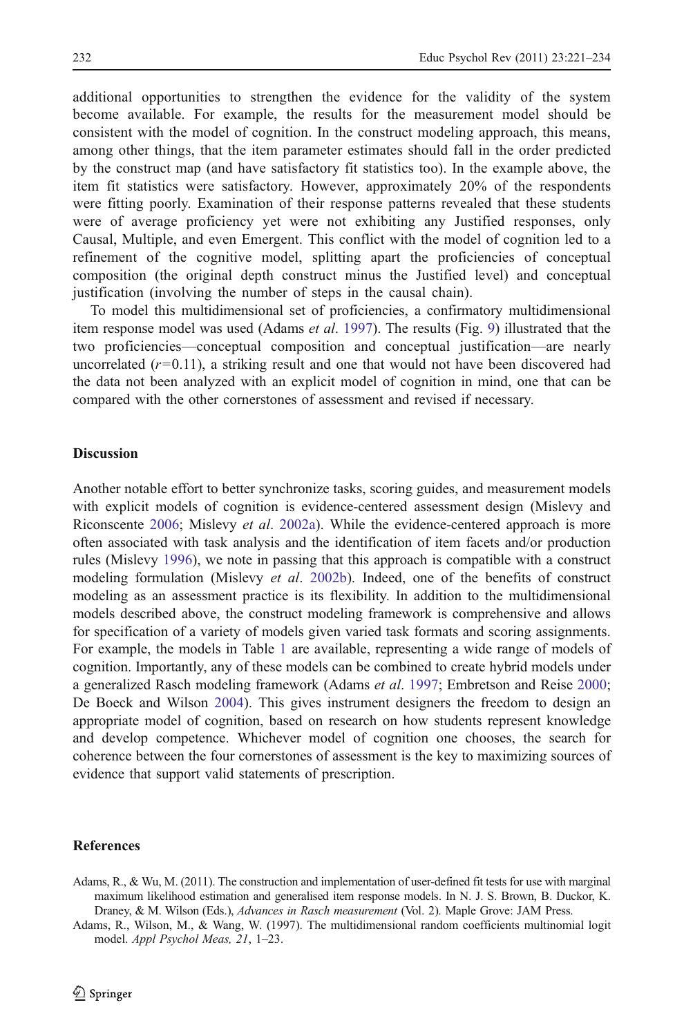additional opportunities to strengthen the evidence for the validity of the system become available. For example, the results for the measurement model should be consistent with the model of cognition. In the construct modeling approach, this means, among other things, that the item parameter estimates should fall in the order predicted by the construct map (and have satisfactory fit statistics too). In the example above, the item fit statistics were satisfactory. However, approximately 20% of the respondents were fitting poorly. Examination of their response patterns revealed that these students were of average proficiency yet were not exhibiting any Justified responses, only Causal, Multiple, and even Emergent. This conflict with the model of cognition led to a refinement of the cognitive model, splitting apart the proficiencies of conceptual composition (the original depth construct minus the Justified level) and conceptual justification (involving the number of steps in the causal chain).

To model this multidimensional set of proficiencies, a confirmatory multidimensional item response model was used (Adams *et al*. 1997). The results (Fig. 9) illustrated that the two proficiencies—conceptual composition and conceptual justification—are nearly uncorrelated ($r$=0.11), a striking result and one that would not have been discovered had the data not been analyzed with an explicit model of cognition in mind, one that can be compared with the other cornerstones of assessment and revised if necessary.

## Discussion

Another notable effort to better synchronize tasks, scoring guides, and measurement models with explicit models of cognition is evidence-centered assessment design (Mislevy and Riconscente 2006; Mislevy *et al*. 2002a). While the evidence-centered approach is more often associated with task analysis and the identification of item facets and/or production rules (Mislevy 1996), we note in passing that this approach is compatible with a construct modeling formulation (Mislevy *et al*. 2002b). Indeed, one of the benefits of construct modeling as an assessment practice is its flexibility. In addition to the multidimensional models described above, the construct modeling framework is comprehensive and allows for specification of a variety of models given varied task formats and scoring assignments. For example, the models in Table 1 are available, representing a wide range of models of cognition. Importantly, any of these models can be combined to create hybrid models under a generalized Rasch modeling framework (Adams *et al*. 1997; Embretson and Reise 2000; De Boeck and Wilson 2004). This gives instrument designers the freedom to design an appropriate model of cognition, based on research on how students represent knowledge and develop competence. Whichever model of cognition one chooses, the search for coherence between the four cornerstones of assessment is the key to maximizing sources of evidence that support valid statements of prescription.

## References

Adams, R., & Wu, M. (2011). The construction and implementation of user-defined fit tests for use with marginal maximum likelihood estimation and generalised item response models. In N. J. S. Brown, B. Duckor, K. Draney, & M. Wilson (Eds.), *Advances in Rasch measurement* (Vol. 2). Maple Grove: JAM Press.

Adams, R., Wilson, M., & Wang, W. (1997). The multidimensional random coefficients multinomial logit model. *Appl Psychol Meas, 21*, 1–23.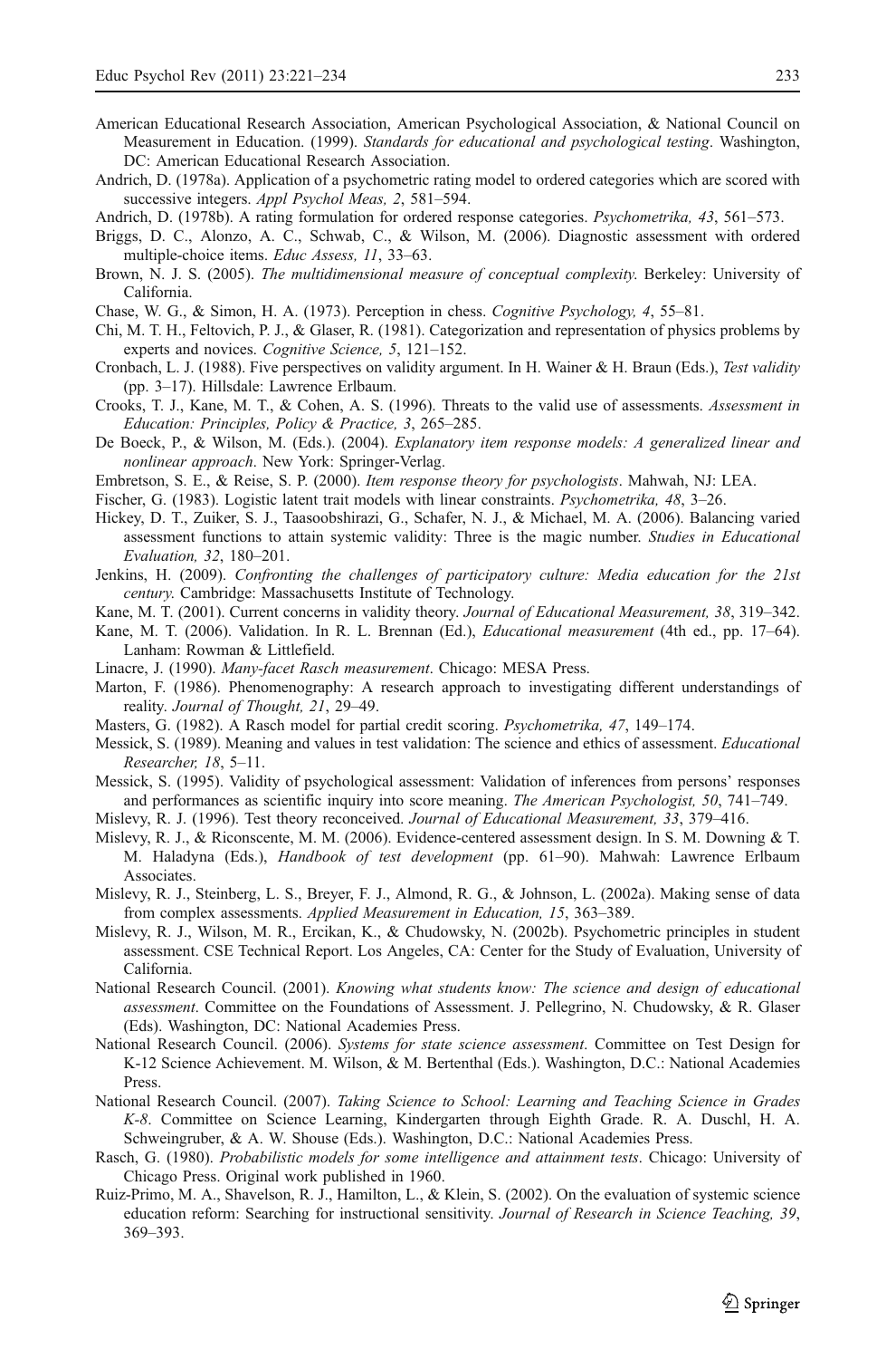American Educational Research Association, American Psychological Association, & National Council on Measurement in Education. (1999). *Standards for educational and psychological testing*. Washington, DC: American Educational Research Association.

Andrich, D. (1978a). Application of a psychometric rating model to ordered categories which are scored with successive integers. *Appl Psychol Meas, 2*, 581–594.

Andrich, D. (1978b). A rating formulation for ordered response categories. *Psychometrika, 43*, 561–573.

Briggs, D. C., Alonzo, A. C., Schwab, C., & Wilson, M. (2006). Diagnostic assessment with ordered multiple-choice items. *Educ Assess, 11*, 33–63.

Brown, N. J. S. (2005). *The multidimensional measure of conceptual complexity*. Berkeley: University of California.

Chase, W. G., & Simon, H. A. (1973). Perception in chess. *Cognitive Psychology, 4*, 55–81.

Chi, M. T. H., Feltovich, P. J., & Glaser, R. (1981). Categorization and representation of physics problems by experts and novices. *Cognitive Science, 5*, 121–152.

Cronbach, L. J. (1988). Five perspectives on validity argument. In H. Wainer & H. Braun (Eds.), *Test validity* (pp. 3–17). Hillsdale: Lawrence Erlbaum.

Crooks, T. J., Kane, M. T., & Cohen, A. S. (1996). Threats to the valid use of assessments. *Assessment in Education: Principles, Policy & Practice, 3*, 265–285.

De Boeck, P., & Wilson, M. (Eds.). (2004). *Explanatory item response models: A generalized linear and nonlinear approach*. New York: Springer-Verlag.

Embretson, S. E., & Reise, S. P. (2000). *Item response theory for psychologists*. Mahwah, NJ: LEA.

Fischer, G. (1983). Logistic latent trait models with linear constraints. *Psychometrika, 48*, 3–26.

Hickey, D. T., Zuiker, S. J., Taasoobshirazi, G., Schafer, N. J., & Michael, M. A. (2006). Balancing varied assessment functions to attain systemic validity: Three is the magic number. *Studies in Educational Evaluation, 32*, 180–201.

Jenkins, H. (2009). *Confronting the challenges of participatory culture: Media education for the 21st century*. Cambridge: Massachusetts Institute of Technology.

Kane, M. T. (2001). Current concerns in validity theory. *Journal of Educational Measurement, 38*, 319–342.

Kane, M. T. (2006). Validation. In R. L. Brennan (Ed.), *Educational measurement* (4th ed., pp. 17–64). Lanham: Rowman & Littlefield.

Linacre, J. (1990). *Many-facet Rasch measurement*. Chicago: MESA Press.

Marton, F. (1986). Phenomenography: A research approach to investigating different understandings of reality. *Journal of Thought, 21*, 29–49.

Masters, G. (1982). A Rasch model for partial credit scoring. *Psychometrika, 47*, 149–174.

Messick, S. (1989). Meaning and values in test validation: The science and ethics of assessment. *Educational Researcher, 18*, 5–11.

Messick, S. (1995). Validity of psychological assessment: Validation of inferences from persons' responses and performances as scientific inquiry into score meaning. *The American Psychologist, 50*, 741–749.

Mislevy, R. J. (1996). Test theory reconceived. *Journal of Educational Measurement, 33*, 379–416.

Mislevy, R. J., & Riconscente, M. M. (2006). Evidence-centered assessment design. In S. M. Downing & T. M. Haladyna (Eds.), *Handbook of test development* (pp. 61–90). Mahwah: Lawrence Erlbaum Associates.

Mislevy, R. J., Steinberg, L. S., Breyer, F. J., Almond, R. G., & Johnson, L. (2002a). Making sense of data from complex assessments. *Applied Measurement in Education, 15*, 363–389.

Mislevy, R. J., Wilson, M. R., Ercikan, K., & Chudowsky, N. (2002b). Psychometric principles in student assessment. CSE Technical Report. Los Angeles, CA: Center for the Study of Evaluation, University of California.

National Research Council. (2001). *Knowing what students know: The science and design of educational assessment*. Committee on the Foundations of Assessment. J. Pellegrino, N. Chudowsky, & R. Glaser (Eds). Washington, DC: National Academies Press.

National Research Council. (2006). *Systems for state science assessment*. Committee on Test Design for K-12 Science Achievement. M. Wilson, & M. Bertenthal (Eds.). Washington, D.C.: National Academies Press.

National Research Council. (2007). *Taking Science to School: Learning and Teaching Science in Grades K-8*. Committee on Science Learning, Kindergarten through Eighth Grade. R. A. Duschl, H. A. Schweingruber, & A. W. Shouse (Eds.). Washington, D.C.: National Academies Press.

Rasch, G. (1980). *Probabilistic models for some intelligence and attainment tests*. Chicago: University of Chicago Press. Original work published in 1960.

Ruiz-Primo, M. A., Shavelson, R. J., Hamilton, L., & Klein, S. (2002). On the evaluation of systemic science education reform: Searching for instructional sensitivity. *Journal of Research in Science Teaching, 39*, 369–393.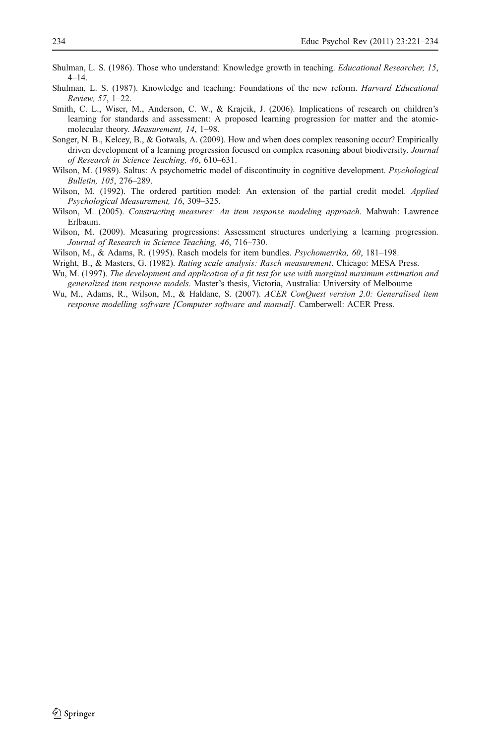Shulman, L. S. (1986). Those who understand: Knowledge growth in teaching. *Educational Researcher, 15*, 4–14.

Shulman, L. S. (1987). Knowledge and teaching: Foundations of the new reform. *Harvard Educational Review, 57*, 1–22.

Smith, C. L., Wiser, M., Anderson, C. W., & Krajcik, J. (2006). Implications of research on children's learning for standards and assessment: A proposed learning progression for matter and the atomic-molecular theory. *Measurement, 14*, 1–98.

Songer, N. B., Kelcey, B., & Gotwals, A. (2009). How and when does complex reasoning occur? Empirically driven development of a learning progression focused on complex reasoning about biodiversity. *Journal of Research in Science Teaching, 46*, 610–631.

Wilson, M. (1989). Saltus: A psychometric model of discontinuity in cognitive development. *Psychological Bulletin, 105*, 276–289.

Wilson, M. (1992). The ordered partition model: An extension of the partial credit model. *Applied Psychological Measurement, 16*, 309–325.

Wilson, M. (2005). *Constructing measures: An item response modeling approach*. Mahwah: Lawrence Erlbaum.

Wilson, M. (2009). Measuring progressions: Assessment structures underlying a learning progression. *Journal of Research in Science Teaching, 46*, 716–730.

Wilson, M., & Adams, R. (1995). Rasch models for item bundles. *Psychometrika, 60*, 181–198.

Wright, B., & Masters, G. (1982). *Rating scale analysis: Rasch measurement*. Chicago: MESA Press.

Wu, M. (1997). *The development and application of a fit test for use with marginal maximum estimation and generalized item response models*. Master's thesis, Victoria, Australia: University of Melbourne

Wu, M., Adams, R., Wilson, M., & Haldane, S. (2007). *ACER ConQuest version 2.0: Generalised item response modelling software [Computer software and manual]*. Camberwell: ACER Press.